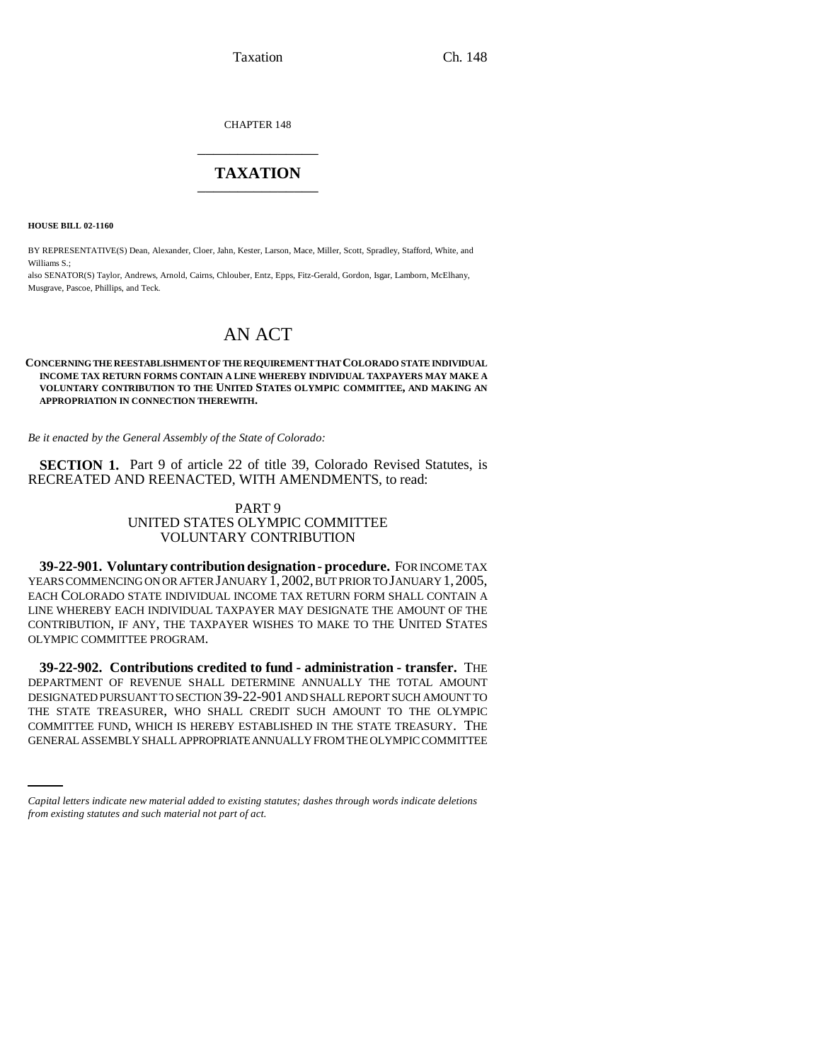CHAPTER 148

# TAXATION

**HOUSE BILL 02-1160**

BY REPRESENTATIVE(S) Dean, Alexander, Cloer, Jahn, Kester, Larson, Mace, Miller, Scott, Spradley, Stafford, White, and Williams S.;
also SENATOR(S) Taylor, Andrews, Arnold, Cairns, Chlouber, Entz, Epps, Fitz-Gerald, Gordon, Isgar, Lamborn, McElhany, Musgrave, Pascoe, Phillips, and Teck.

# AN ACT

**CONCERNING THE REESTABLISHMENT OF THE REQUIREMENT THAT COLORADO STATE INDIVIDUAL INCOME TAX RETURN FORMS CONTAIN A LINE WHEREBY INDIVIDUAL TAXPAYERS MAY MAKE A VOLUNTARY CONTRIBUTION TO THE UNITED STATES OLYMPIC COMMITTEE, AND MAKING AN APPROPRIATION IN CONNECTION THEREWITH.**

*Be it enacted by the General Assembly of the State of Colorado:*

**SECTION 1.** Part 9 of article 22 of title 39, Colorado Revised Statutes, is RECREATED AND REENACTED, WITH AMENDMENTS, to read:

PART 9
UNITED STATES OLYMPIC COMMITTEE
VOLUNTARY CONTRIBUTION

**39-22-901. Voluntary contribution designation - procedure.** FOR INCOME TAX YEARS COMMENCING ON OR AFTER JANUARY 1, 2002, BUT PRIOR TO JANUARY 1, 2005, EACH COLORADO STATE INDIVIDUAL INCOME TAX RETURN FORM SHALL CONTAIN A LINE WHEREBY EACH INDIVIDUAL TAXPAYER MAY DESIGNATE THE AMOUNT OF THE CONTRIBUTION, IF ANY, THE TAXPAYER WISHES TO MAKE TO THE UNITED STATES OLYMPIC COMMITTEE PROGRAM.

**39-22-902. Contributions credited to fund - administration - transfer.** THE DEPARTMENT OF REVENUE SHALL DETERMINE ANNUALLY THE TOTAL AMOUNT DESIGNATED PURSUANT TO SECTION 39-22-901 AND SHALL REPORT SUCH AMOUNT TO THE STATE TREASURER, WHO SHALL CREDIT SUCH AMOUNT TO THE OLYMPIC COMMITTEE FUND, WHICH IS HEREBY ESTABLISHED IN THE STATE TREASURY. THE GENERAL ASSEMBLY SHALL APPROPRIATE ANNUALLY FROM THE OLYMPIC COMMITTEE

*Capital letters indicate new material added to existing statutes; dashes through words indicate deletions from existing statutes and such material not part of act.*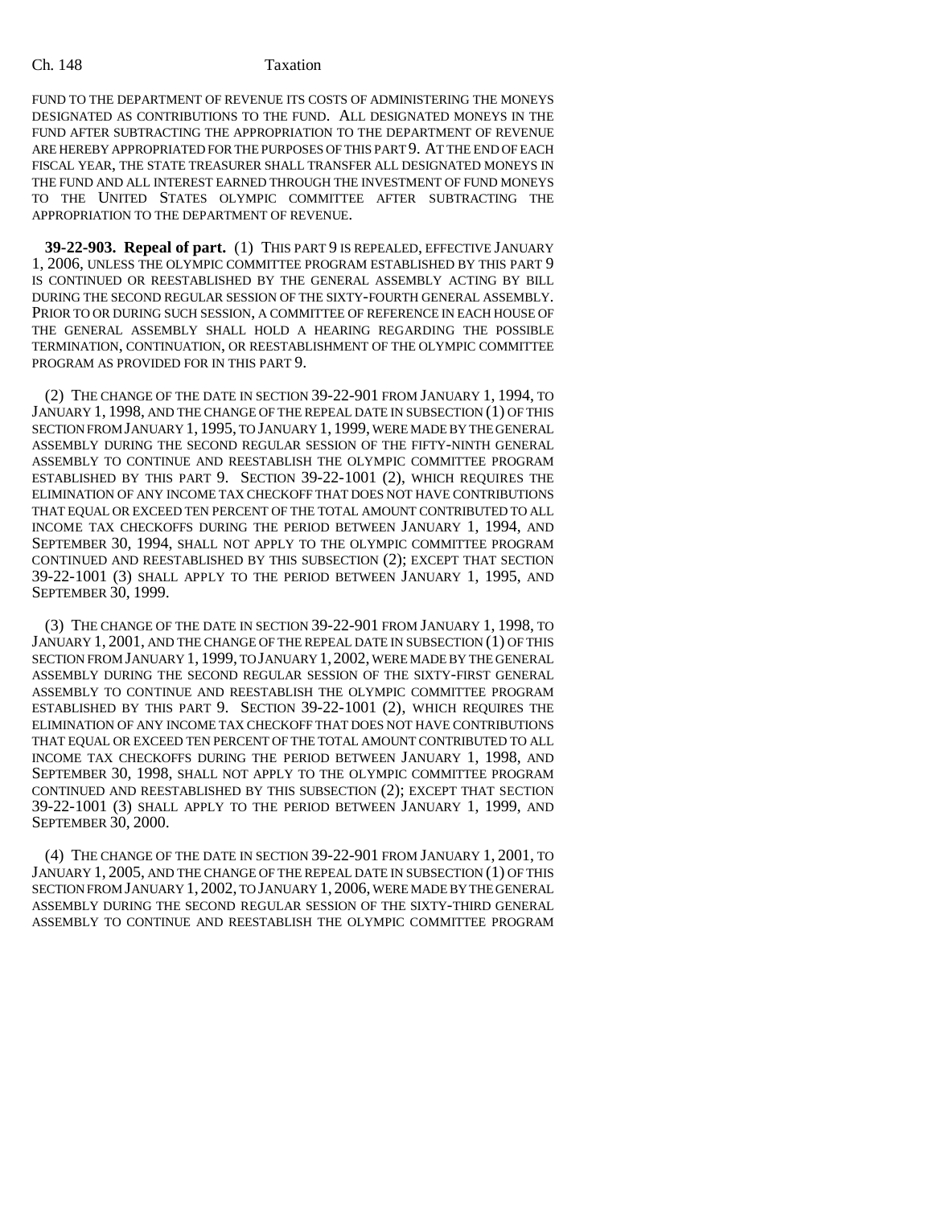FUND TO THE DEPARTMENT OF REVENUE ITS COSTS OF ADMINISTERING THE MONEYS DESIGNATED AS CONTRIBUTIONS TO THE FUND. ALL DESIGNATED MONEYS IN THE FUND AFTER SUBTRACTING THE APPROPRIATION TO THE DEPARTMENT OF REVENUE ARE HEREBY APPROPRIATED FOR THE PURPOSES OF THIS PART 9. AT THE END OF EACH FISCAL YEAR, THE STATE TREASURER SHALL TRANSFER ALL DESIGNATED MONEYS IN THE FUND AND ALL INTEREST EARNED THROUGH THE INVESTMENT OF FUND MONEYS TO THE UNITED STATES OLYMPIC COMMITTEE AFTER SUBTRACTING THE APPROPRIATION TO THE DEPARTMENT OF REVENUE.

**39-22-903. Repeal of part.** (1) THIS PART 9 IS REPEALED, EFFECTIVE JANUARY 1, 2006, UNLESS THE OLYMPIC COMMITTEE PROGRAM ESTABLISHED BY THIS PART 9 IS CONTINUED OR REESTABLISHED BY THE GENERAL ASSEMBLY ACTING BY BILL DURING THE SECOND REGULAR SESSION OF THE SIXTY-FOURTH GENERAL ASSEMBLY. PRIOR TO OR DURING SUCH SESSION, A COMMITTEE OF REFERENCE IN EACH HOUSE OF THE GENERAL ASSEMBLY SHALL HOLD A HEARING REGARDING THE POSSIBLE TERMINATION, CONTINUATION, OR REESTABLISHMENT OF THE OLYMPIC COMMITTEE PROGRAM AS PROVIDED FOR IN THIS PART 9.

(2) THE CHANGE OF THE DATE IN SECTION 39-22-901 FROM JANUARY 1, 1994, TO JANUARY 1, 1998, AND THE CHANGE OF THE REPEAL DATE IN SUBSECTION (1) OF THIS SECTION FROM JANUARY 1, 1995, TO JANUARY 1, 1999, WERE MADE BY THE GENERAL ASSEMBLY DURING THE SECOND REGULAR SESSION OF THE FIFTY-NINTH GENERAL ASSEMBLY TO CONTINUE AND REESTABLISH THE OLYMPIC COMMITTEE PROGRAM ESTABLISHED BY THIS PART 9. SECTION 39-22-1001 (2), WHICH REQUIRES THE ELIMINATION OF ANY INCOME TAX CHECKOFF THAT DOES NOT HAVE CONTRIBUTIONS THAT EQUAL OR EXCEED TEN PERCENT OF THE TOTAL AMOUNT CONTRIBUTED TO ALL INCOME TAX CHECKOFFS DURING THE PERIOD BETWEEN JANUARY 1, 1994, AND SEPTEMBER 30, 1994, SHALL NOT APPLY TO THE OLYMPIC COMMITTEE PROGRAM CONTINUED AND REESTABLISHED BY THIS SUBSECTION (2); EXCEPT THAT SECTION 39-22-1001 (3) SHALL APPLY TO THE PERIOD BETWEEN JANUARY 1, 1995, AND SEPTEMBER 30, 1999.

(3) THE CHANGE OF THE DATE IN SECTION 39-22-901 FROM JANUARY 1, 1998, TO JANUARY 1, 2001, AND THE CHANGE OF THE REPEAL DATE IN SUBSECTION (1) OF THIS SECTION FROM JANUARY 1, 1999, TO JANUARY 1, 2002, WERE MADE BY THE GENERAL ASSEMBLY DURING THE SECOND REGULAR SESSION OF THE SIXTY-FIRST GENERAL ASSEMBLY TO CONTINUE AND REESTABLISH THE OLYMPIC COMMITTEE PROGRAM ESTABLISHED BY THIS PART 9. SECTION 39-22-1001 (2), WHICH REQUIRES THE ELIMINATION OF ANY INCOME TAX CHECKOFF THAT DOES NOT HAVE CONTRIBUTIONS THAT EQUAL OR EXCEED TEN PERCENT OF THE TOTAL AMOUNT CONTRIBUTED TO ALL INCOME TAX CHECKOFFS DURING THE PERIOD BETWEEN JANUARY 1, 1998, AND SEPTEMBER 30, 1998, SHALL NOT APPLY TO THE OLYMPIC COMMITTEE PROGRAM CONTINUED AND REESTABLISHED BY THIS SUBSECTION (2); EXCEPT THAT SECTION 39-22-1001 (3) SHALL APPLY TO THE PERIOD BETWEEN JANUARY 1, 1999, AND SEPTEMBER 30, 2000.

(4) THE CHANGE OF THE DATE IN SECTION 39-22-901 FROM JANUARY 1, 2001, TO JANUARY 1, 2005, AND THE CHANGE OF THE REPEAL DATE IN SUBSECTION (1) OF THIS SECTION FROM JANUARY 1, 2002, TO JANUARY 1, 2006, WERE MADE BY THE GENERAL ASSEMBLY DURING THE SECOND REGULAR SESSION OF THE SIXTY-THIRD GENERAL ASSEMBLY TO CONTINUE AND REESTABLISH THE OLYMPIC COMMITTEE PROGRAM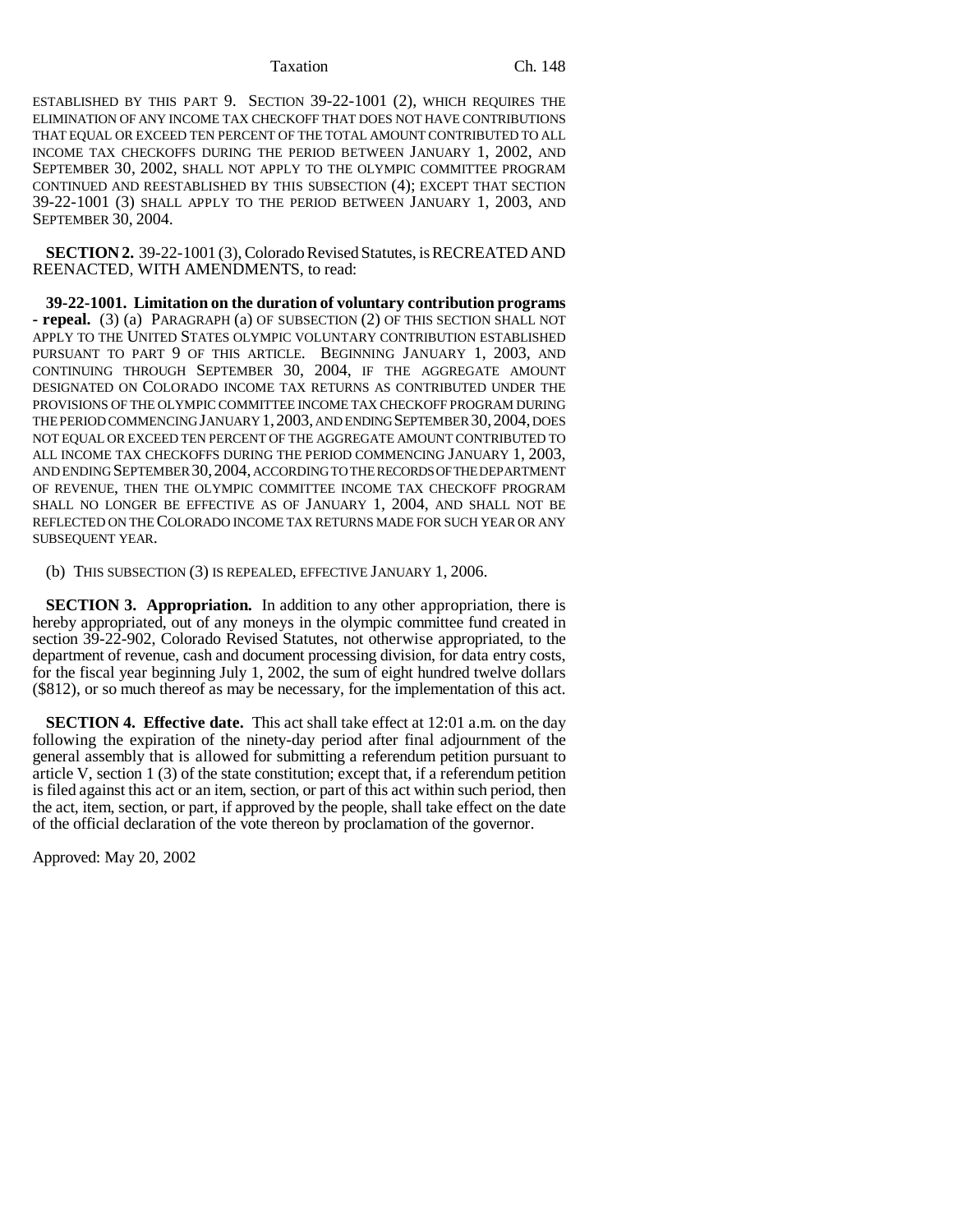ESTABLISHED BY THIS PART 9. SECTION 39-22-1001 (2), WHICH REQUIRES THE ELIMINATION OF ANY INCOME TAX CHECKOFF THAT DOES NOT HAVE CONTRIBUTIONS THAT EQUAL OR EXCEED TEN PERCENT OF THE TOTAL AMOUNT CONTRIBUTED TO ALL INCOME TAX CHECKOFFS DURING THE PERIOD BETWEEN JANUARY 1, 2002, AND SEPTEMBER 30, 2002, SHALL NOT APPLY TO THE OLYMPIC COMMITTEE PROGRAM CONTINUED AND REESTABLISHED BY THIS SUBSECTION (4); EXCEPT THAT SECTION 39-22-1001 (3) SHALL APPLY TO THE PERIOD BETWEEN JANUARY 1, 2003, AND SEPTEMBER 30, 2004.

**SECTION 2.** 39-22-1001 (3), Colorado Revised Statutes, is RECREATED AND REENACTED, WITH AMENDMENTS, to read:

**39-22-1001. Limitation on the duration of voluntary contribution programs - repeal.** (3) (a) PARAGRAPH (a) OF SUBSECTION (2) OF THIS SECTION SHALL NOT APPLY TO THE UNITED STATES OLYMPIC VOLUNTARY CONTRIBUTION ESTABLISHED PURSUANT TO PART 9 OF THIS ARTICLE. BEGINNING JANUARY 1, 2003, AND CONTINUING THROUGH SEPTEMBER 30, 2004, IF THE AGGREGATE AMOUNT DESIGNATED ON COLORADO INCOME TAX RETURNS AS CONTRIBUTED UNDER THE PROVISIONS OF THE OLYMPIC COMMITTEE INCOME TAX CHECKOFF PROGRAM DURING THE PERIOD COMMENCING JANUARY 1, 2003, AND ENDING SEPTEMBER 30, 2004, DOES NOT EQUAL OR EXCEED TEN PERCENT OF THE AGGREGATE AMOUNT CONTRIBUTED TO ALL INCOME TAX CHECKOFFS DURING THE PERIOD COMMENCING JANUARY 1, 2003, AND ENDING SEPTEMBER 30, 2004, ACCORDING TO THE RECORDS OF THE DEPARTMENT OF REVENUE, THEN THE OLYMPIC COMMITTEE INCOME TAX CHECKOFF PROGRAM SHALL NO LONGER BE EFFECTIVE AS OF JANUARY 1, 2004, AND SHALL NOT BE REFLECTED ON THE COLORADO INCOME TAX RETURNS MADE FOR SUCH YEAR OR ANY SUBSEQUENT YEAR.

(b) THIS SUBSECTION (3) IS REPEALED, EFFECTIVE JANUARY 1, 2006.

**SECTION 3. Appropriation.** In addition to any other appropriation, there is hereby appropriated, out of any moneys in the olympic committee fund created in section 39-22-902, Colorado Revised Statutes, not otherwise appropriated, to the department of revenue, cash and document processing division, for data entry costs, for the fiscal year beginning July 1, 2002, the sum of eight hundred twelve dollars ($812), or so much thereof as may be necessary, for the implementation of this act.

**SECTION 4. Effective date.** This act shall take effect at 12:01 a.m. on the day following the expiration of the ninety-day period after final adjournment of the general assembly that is allowed for submitting a referendum petition pursuant to article V, section 1 (3) of the state constitution; except that, if a referendum petition is filed against this act or an item, section, or part of this act within such period, then the act, item, section, or part, if approved by the people, shall take effect on the date of the official declaration of the vote thereon by proclamation of the governor.

Approved: May 20, 2002